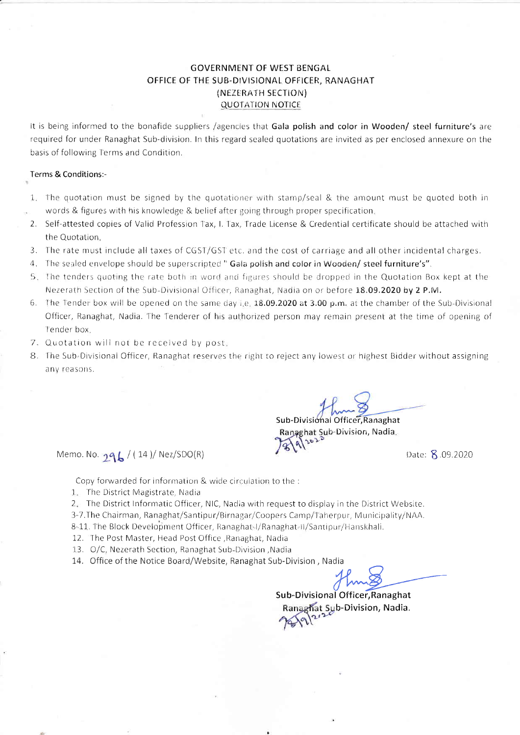GOVERNMENT OF WEST BENGAL
OFFICE OF THE SUB-DIVISIONAL OFFICER, RANAGHAT
(NEZERATH SECTION)
QUOTATION NOTICE

It is being informed to the bonafide suppliers /agencies that **Gala polish and color in Wooden/ steel furniture's** are required for under Ranaghat Sub-division. In this regard sealed quotations are invited as per enclosed annexure on the basis of following Terms and Condition.

Terms & Conditions:-

1. The quotation must be signed by the quotationer with stamp/seal & the amount must be quoted both in words & figures with his knowledge & belief after going through proper specification.
2. Self-attested copies of Valid Profession Tax, I. Tax, Trade License & Credential certificate should be attached with the Quotation.
3. The rate must include all taxes of CGST/GST etc. and the cost of carriage and all other incidental charges.
4. The sealed envelope should be superscripted " **Gala polish and color in Wooden/ steel furniture's**".
5. The tenders quoting the rate both in word and figures should be dropped in the Quotation Box kept at the Nezerath Section of the Sub-Divisional Officer, Ranaghat, Nadia on or before **18.09.2020 by 2 P.M.**
6. The Tender box will be opened on the same day i.e. **18.09.2020 at 3.00 p.m.** at the chamber of the Sub-Divisional Officer, Ranaghat, Nadia. The Tenderer of his authorized person may remain present at the time of opening of Tender box.
7. Quotation will not be received by post.
8. The Sub-Divisional Officer, Ranaghat reserves the right to reject any lowest or highest Bidder without assigning any reasons.

Sub-Divisional Officer, Ranaghat
Ranaghat Sub-Division, Nadia.
8/9/2020

Memo. No. 296 / ( 14 )/ Nez/SDO(R) Date: 8.09.2020

Copy forwarded for information & wide circulation to the :

1. The District Magistrate, Nadia
2. The District Informatic Officer, NIC, Nadia with request to display in the District Website.

3-7. The Chairman, Ranaghat/Santipur/Birnagar/Coopers Camp/Taherpur, Municipality/NAA.

8-11. The Block Development Officer, Ranaghat-I/Ranaghat-II/Santipur/Hanskhali.

12. The Post Master, Head Post Office ,Ranaghat, Nadia
13. O/C, Nezerath Section, Ranaghat Sub-Division ,Nadia
14. Office of the Notice Board/Website, Ranaghat Sub-Division , Nadia

Sub-Divisional Officer, Ranaghat
Ranaghat Sub-Division, Nadia.
8/9/2020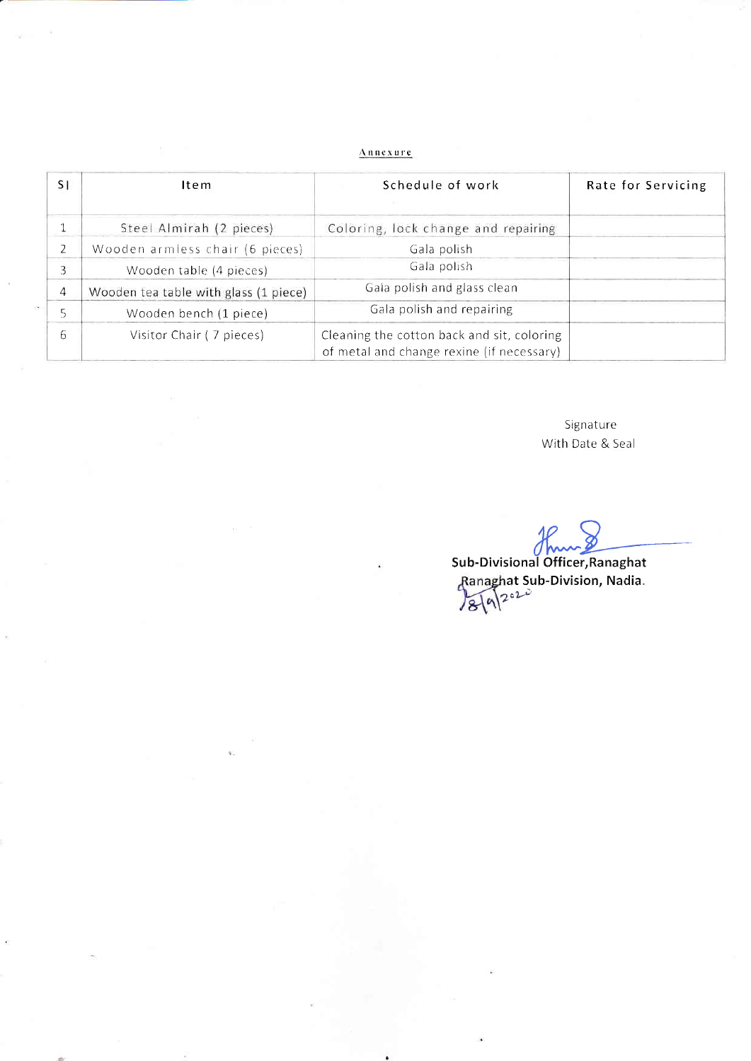# Annexure

| Sl | Item | Schedule of work | Rate for Servicing |
|---|---|---|---|
| 1 | Steel Almirah (2 pieces) | Coloring, lock change and repairing | |
| 2 | Wooden armless chair (6 pieces) | Gala polish | |
| 3 | Wooden table (4 pieces) | Gala polish | |
| 4 | Wooden tea table with glass (1 piece) | Gala polish and glass clean | |
| 5 | Wooden bench (1 piece) | Gala polish and repairing | |
| 6 | Visitor Chair ( 7 pieces) | Cleaning the cotton back and sit, coloring of metal and change rexine (if necessary) | |

Signature
With Date & Seal

**Sub-Divisional Officer,Ranaghat**
**Ranaghat Sub-Division, Nadia.**
18/9/2020